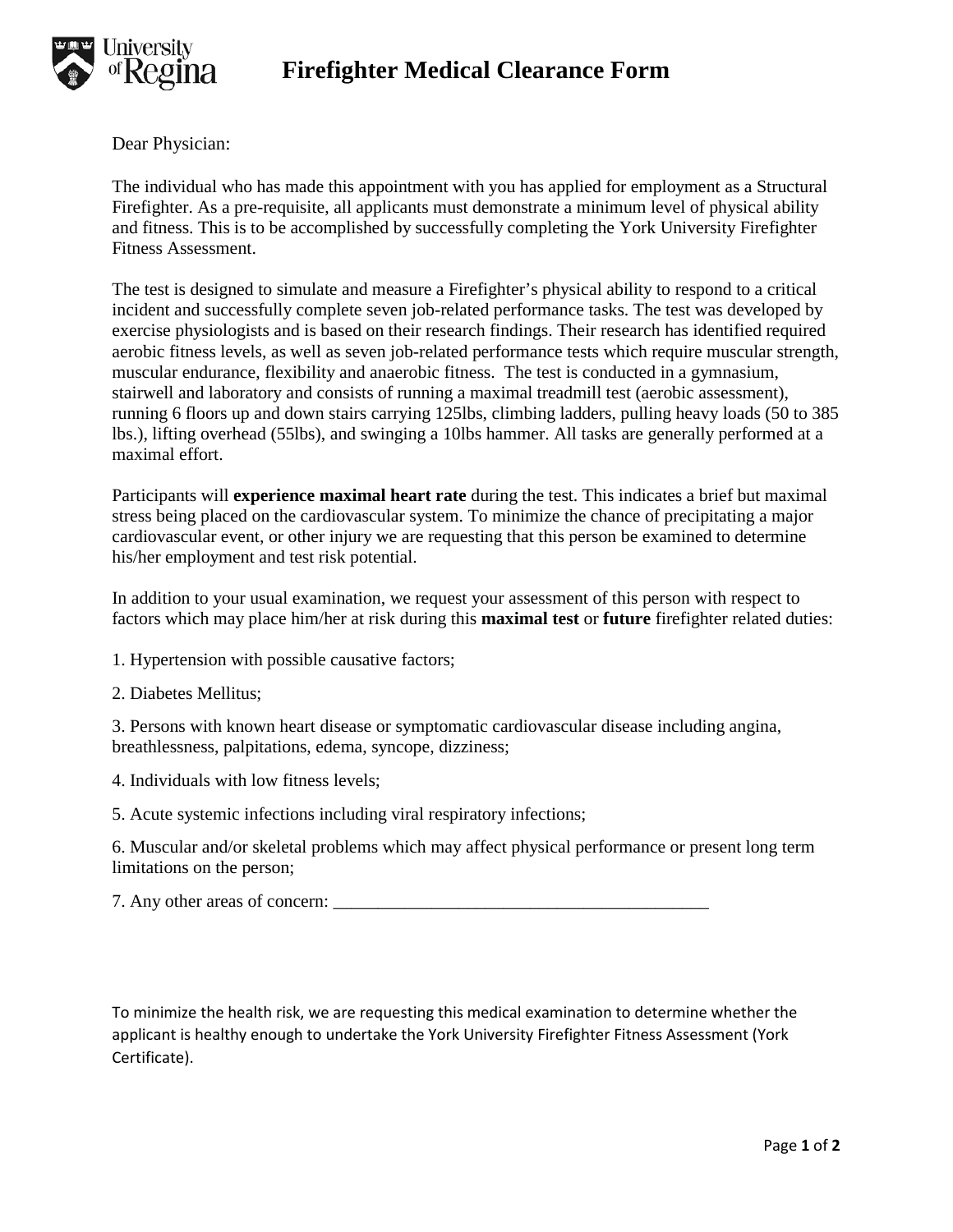# Firefighter Medical Clearance Form

Dear Physician:

The individual who has made this appointment with you has applied for employment as a Structural Firefighter. As a pre-requisite, all applicants must demonstrate a minimum level of physical ability and fitness. This is to be accomplished by successfully completing the York University Firefighter Fitness Assessment.

The test is designed to simulate and measure a Firefighter's physical ability to respond to a critical incident and successfully complete seven job-related performance tasks. The test was developed by exercise physiologists and is based on their research findings. Their research has identified required aerobic fitness levels, as well as seven job-related performance tests which require muscular strength, muscular endurance, flexibility and anaerobic fitness. The test is conducted in a gymnasium, stairwell and laboratory and consists of running a maximal treadmill test (aerobic assessment), running 6 floors up and down stairs carrying 125lbs, climbing ladders, pulling heavy loads (50 to 385 lbs.), lifting overhead (55lbs), and swinging a 10lbs hammer. All tasks are generally performed at a maximal effort.

Participants will **experience maximal heart rate** during the test. This indicates a brief but maximal stress being placed on the cardiovascular system. To minimize the chance of precipitating a major cardiovascular event, or other injury we are requesting that this person be examined to determine his/her employment and test risk potential.

In addition to your usual examination, we request your assessment of this person with respect to factors which may place him/her at risk during this **maximal test** or **future** firefighter related duties:

1. Hypertension with possible causative factors;

2. Diabetes Mellitus;

3. Persons with known heart disease or symptomatic cardiovascular disease including angina, breathlessness, palpitations, edema, syncope, dizziness;

4. Individuals with low fitness levels;

5. Acute systemic infections including viral respiratory infections;

6. Muscular and/or skeletal problems which may affect physical performance or present long term limitations on the person;

7. Any other areas of concern: ___________________________________________

To minimize the health risk, we are requesting this medical examination to determine whether the applicant is healthy enough to undertake the York University Firefighter Fitness Assessment (York Certificate).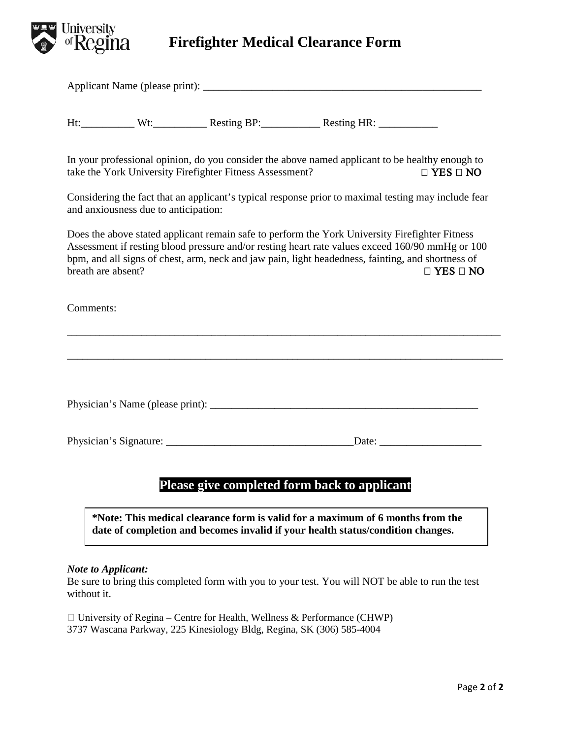# Firefighter Medical Clearance Form

Applicant Name (please print): _______________________________________________________

Ht:__________ Wt:__________ Resting BP:___________ Resting HR: ___________

In your professional opinion, do you consider the above named applicant to be healthy enough to take the York University Firefighter Fitness Assessment? ☐ YES ☐ NO

Considering the fact that an applicant's typical response prior to maximal testing may include fear and anxiousness due to anticipation:

Does the above stated applicant remain safe to perform the York University Firefighter Fitness Assessment if resting blood pressure and/or resting heart rate values exceed 160/90 mmHg or 100 bpm, and all signs of chest, arm, neck and jaw pain, light headedness, fainting, and shortness of breath are absent? ☐ YES ☐ NO

Comments:

_____________________________________________________________________________________

_____________________________________________________________________________________

Physician's Name (please print): _____________________________________________________

Physician's Signature: ___________________________________Date: ___________________

**Please give completed form back to applicant**

**\*Note: This medical clearance form is valid for a maximum of 6 months from the date of completion and becomes invalid if your health status/condition changes.**

***Note to Applicant:***
Be sure to bring this completed form with you to your test. You will NOT be able to run the test without it.

☐ University of Regina – Centre for Health, Wellness & Performance (CHWP)
3737 Wascana Parkway, 225 Kinesiology Bldg, Regina, SK (306) 585-4004